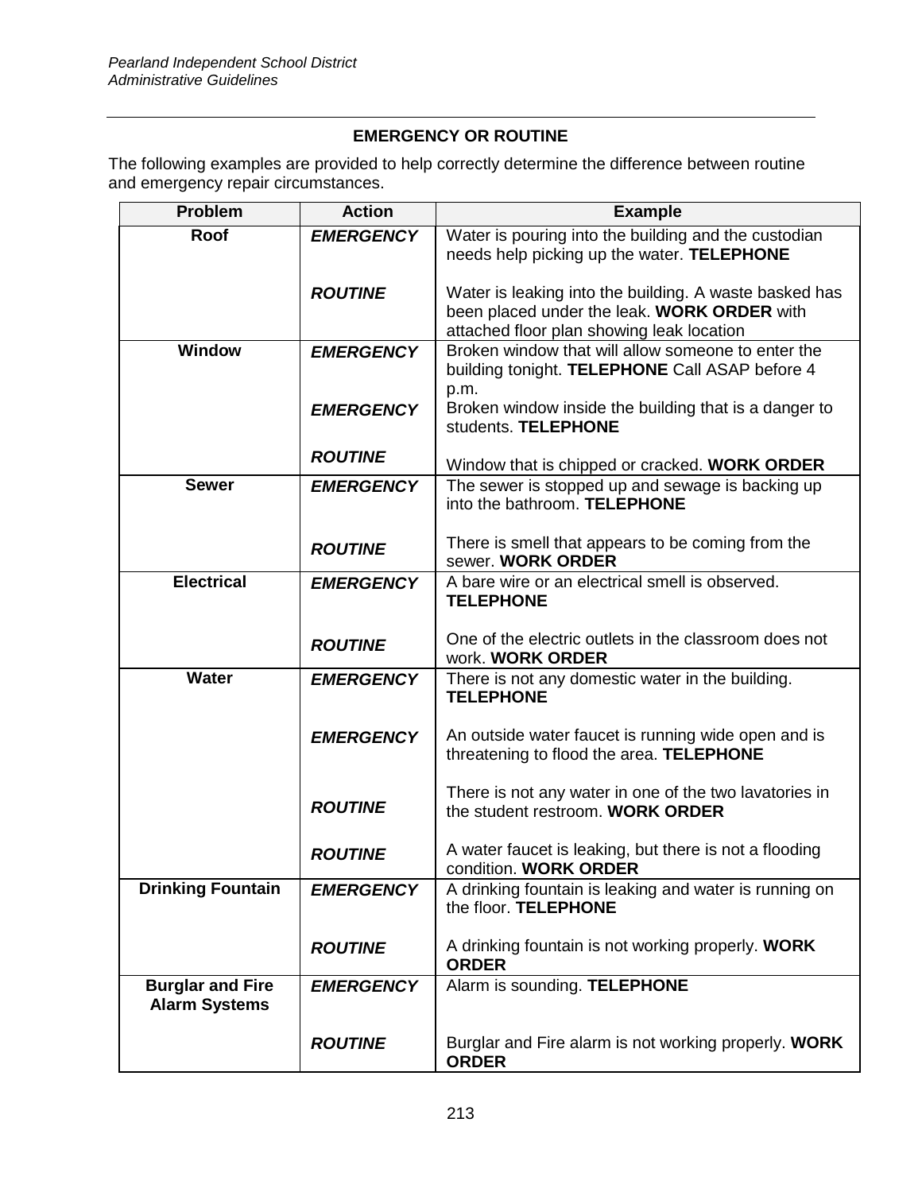## EMERGENCY OR ROUTINE

The following examples are provided to help correctly determine the difference between routine and emergency repair circumstances.

| Problem | Action | Example |
|---|---|---|
| **Roof** | ***EMERGENCY*** | Water is pouring into the building and the custodian needs help picking up the water. **TELEPHONE** |
| | ***ROUTINE*** | Water is leaking into the building. A waste basked has been placed under the leak. **WORK ORDER** with attached floor plan showing leak location |
| **Window** | ***EMERGENCY*** | Broken window that will allow someone to enter the building tonight. **TELEPHONE** Call ASAP before 4 p.m. |
| | ***EMERGENCY*** | Broken window inside the building that is a danger to students. **TELEPHONE** |
| | ***ROUTINE*** | Window that is chipped or cracked. **WORK ORDER** |
| **Sewer** | ***EMERGENCY*** | The sewer is stopped up and sewage is backing up into the bathroom. **TELEPHONE** |
| | ***ROUTINE*** | There is smell that appears to be coming from the sewer. **WORK ORDER** |
| **Electrical** | ***EMERGENCY*** | A bare wire or an electrical smell is observed. **TELEPHONE** |
| | ***ROUTINE*** | One of the electric outlets in the classroom does not work. **WORK ORDER** |
| **Water** | ***EMERGENCY*** | There is not any domestic water in the building. **TELEPHONE** |
| | ***EMERGENCY*** | An outside water faucet is running wide open and is threatening to flood the area. **TELEPHONE** |
| | ***ROUTINE*** | There is not any water in one of the two lavatories in the student restroom. **WORK ORDER** |
| | ***ROUTINE*** | A water faucet is leaking, but there is not a flooding condition. **WORK ORDER** |
| **Drinking Fountain** | ***EMERGENCY*** | A drinking fountain is leaking and water is running on the floor. **TELEPHONE** |
| | ***ROUTINE*** | A drinking fountain is not working properly. **WORK ORDER** |
| **Burglar and Fire Alarm Systems** | ***EMERGENCY*** | Alarm is sounding. **TELEPHONE** |
| | ***ROUTINE*** | Burglar and Fire alarm is not working properly. **WORK ORDER** |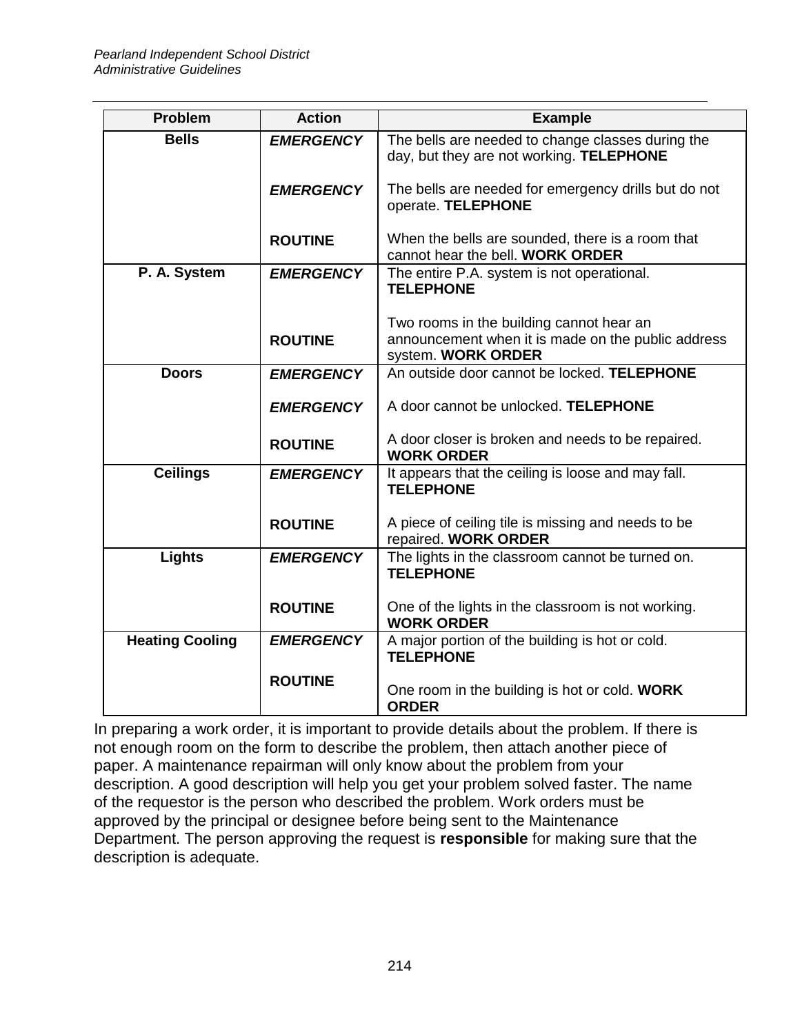| Problem | Action | Example |
|---|---|---|
| **Bells** | ***EMERGENCY*** | The bells are needed to change classes during the day, but they are not working. **TELEPHONE** |
| | ***EMERGENCY*** | The bells are needed for emergency drills but do not operate. **TELEPHONE** |
| | **ROUTINE** | When the bells are sounded, there is a room that cannot hear the bell. **WORK ORDER** |
| **P. A. System** | ***EMERGENCY*** | The entire P.A. system is not operational. **TELEPHONE** |
| | **ROUTINE** | Two rooms in the building cannot hear an announcement when it is made on the public address system. **WORK ORDER** |
| **Doors** | ***EMERGENCY*** | An outside door cannot be locked. **TELEPHONE** |
| | ***EMERGENCY*** | A door cannot be unlocked. **TELEPHONE** |
| | **ROUTINE** | A door closer is broken and needs to be repaired. **WORK ORDER** |
| **Ceilings** | ***EMERGENCY*** | It appears that the ceiling is loose and may fall. **TELEPHONE** |
| | **ROUTINE** | A piece of ceiling tile is missing and needs to be repaired. **WORK ORDER** |
| **Lights** | ***EMERGENCY*** | The lights in the classroom cannot be turned on. **TELEPHONE** |
| | **ROUTINE** | One of the lights in the classroom is not working. **WORK ORDER** |
| **Heating Cooling** | ***EMERGENCY*** | A major portion of the building is hot or cold. **TELEPHONE** |
| | **ROUTINE** | One room in the building is hot or cold. **WORK ORDER** |

In preparing a work order, it is important to provide details about the problem. If there is not enough room on the form to describe the problem, then attach another piece of paper. A maintenance repairman will only know about the problem from your description. A good description will help you get your problem solved faster. The name of the requestor is the person who described the problem. Work orders must be approved by the principal or designee before being sent to the Maintenance Department. The person approving the request is **responsible** for making sure that the description is adequate.